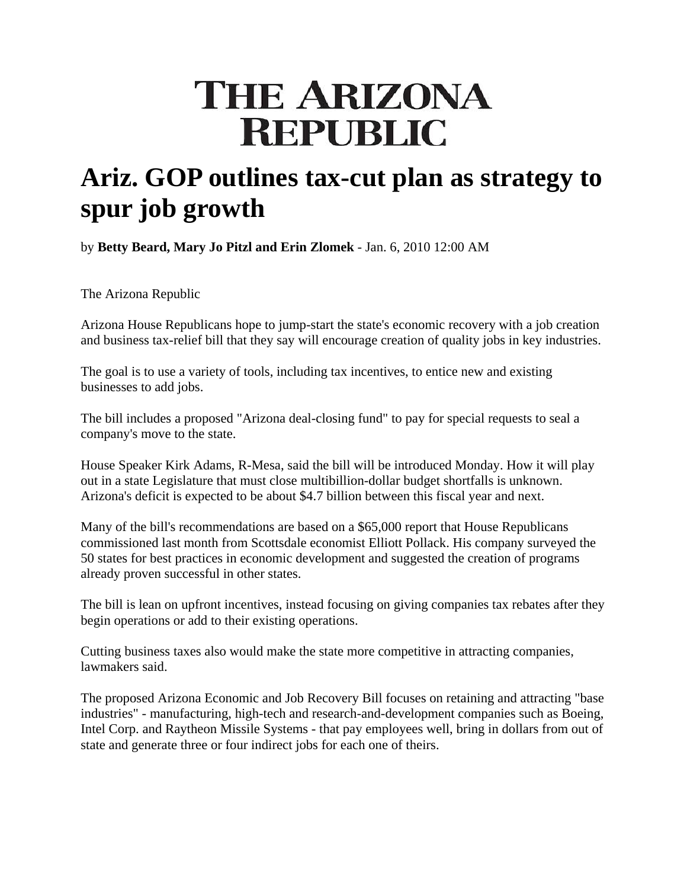# THE ARIZONA REPUBLIC

## Ariz. GOP outlines tax-cut plan as strategy to spur job growth

by **Betty Beard, Mary Jo Pitzl and Erin Zlomek** - Jan. 6, 2010 12:00 AM

The Arizona Republic

Arizona House Republicans hope to jump-start the state's economic recovery with a job creation and business tax-relief bill that they say will encourage creation of quality jobs in key industries.

The goal is to use a variety of tools, including tax incentives, to entice new and existing businesses to add jobs.

The bill includes a proposed "Arizona deal-closing fund" to pay for special requests to seal a company's move to the state.

House Speaker Kirk Adams, R-Mesa, said the bill will be introduced Monday. How it will play out in a state Legislature that must close multibillion-dollar budget shortfalls is unknown. Arizona's deficit is expected to be about $4.7 billion between this fiscal year and next.

Many of the bill's recommendations are based on a $65,000 report that House Republicans commissioned last month from Scottsdale economist Elliott Pollack. His company surveyed the 50 states for best practices in economic development and suggested the creation of programs already proven successful in other states.

The bill is lean on upfront incentives, instead focusing on giving companies tax rebates after they begin operations or add to their existing operations.

Cutting business taxes also would make the state more competitive in attracting companies, lawmakers said.

The proposed Arizona Economic and Job Recovery Bill focuses on retaining and attracting "base industries" - manufacturing, high-tech and research-and-development companies such as Boeing, Intel Corp. and Raytheon Missile Systems - that pay employees well, bring in dollars from out of state and generate three or four indirect jobs for each one of theirs.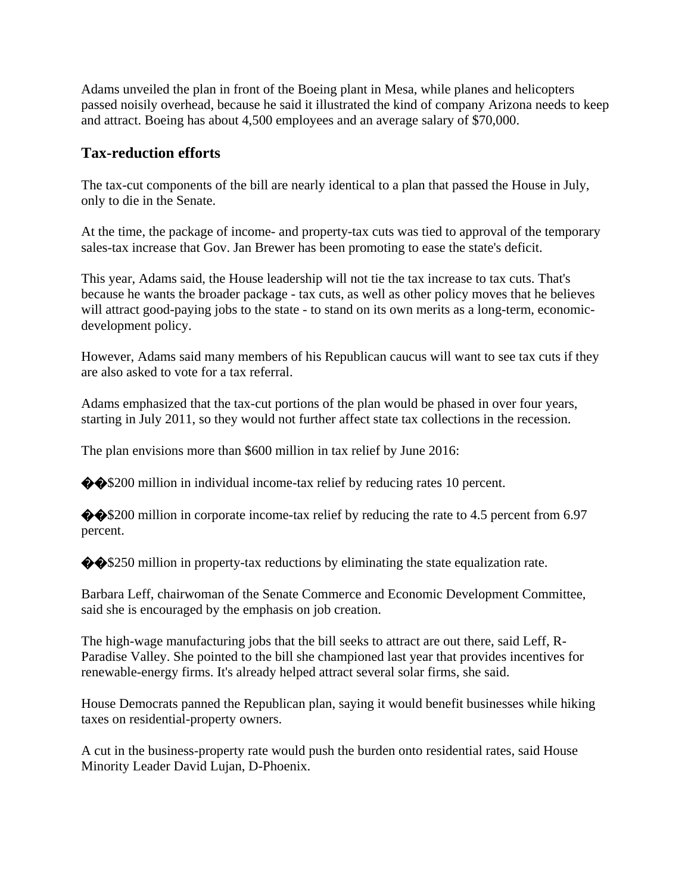Adams unveiled the plan in front of the Boeing plant in Mesa, while planes and helicopters passed noisily overhead, because he said it illustrated the kind of company Arizona needs to keep and attract. Boeing has about 4,500 employees and an average salary of $70,000.

## Tax-reduction efforts

The tax-cut components of the bill are nearly identical to a plan that passed the House in July, only to die in the Senate.

At the time, the package of income- and property-tax cuts was tied to approval of the temporary sales-tax increase that Gov. Jan Brewer has been promoting to ease the state's deficit.

This year, Adams said, the House leadership will not tie the tax increase to tax cuts. That's because he wants the broader package - tax cuts, as well as other policy moves that he believes will attract good-paying jobs to the state - to stand on its own merits as a long-term, economic-development policy.

However, Adams said many members of his Republican caucus will want to see tax cuts if they are also asked to vote for a tax referral.

Adams emphasized that the tax-cut portions of the plan would be phased in over four years, starting in July 2011, so they would not further affect state tax collections in the recession.

The plan envisions more than $600 million in tax relief by June 2016:

�� $200 million in individual income-tax relief by reducing rates 10 percent.

�� $200 million in corporate income-tax relief by reducing the rate to 4.5 percent from 6.97 percent.

�� $250 million in property-tax reductions by eliminating the state equalization rate.

Barbara Leff, chairwoman of the Senate Commerce and Economic Development Committee, said she is encouraged by the emphasis on job creation.

The high-wage manufacturing jobs that the bill seeks to attract are out there, said Leff, R-Paradise Valley. She pointed to the bill she championed last year that provides incentives for renewable-energy firms. It's already helped attract several solar firms, she said.

House Democrats panned the Republican plan, saying it would benefit businesses while hiking taxes on residential-property owners.

A cut in the business-property rate would push the burden onto residential rates, said House Minority Leader David Lujan, D-Phoenix.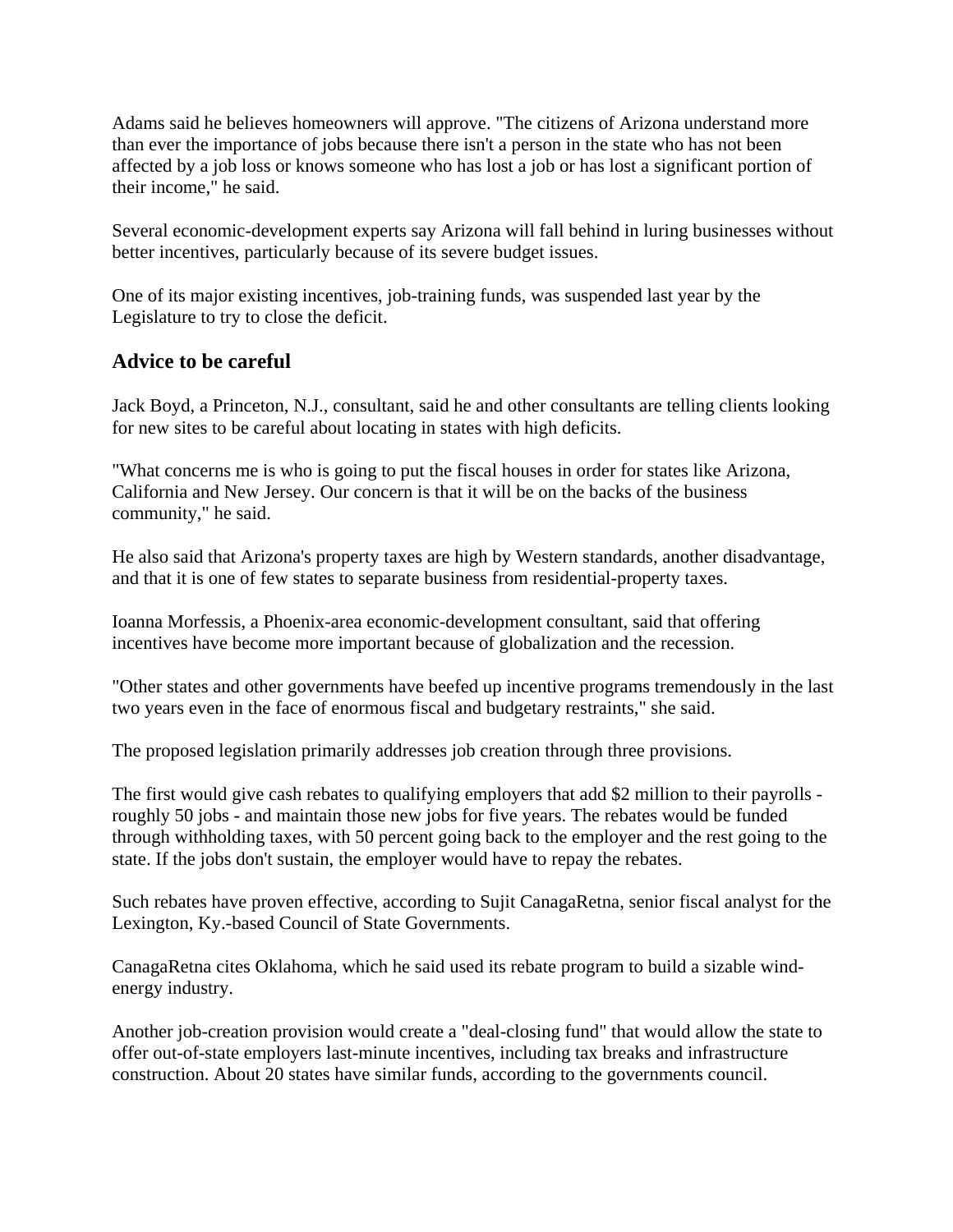Adams said he believes homeowners will approve. "The citizens of Arizona understand more than ever the importance of jobs because there isn't a person in the state who has not been affected by a job loss or knows someone who has lost a job or has lost a significant portion of their income," he said.

Several economic-development experts say Arizona will fall behind in luring businesses without better incentives, particularly because of its severe budget issues.

One of its major existing incentives, job-training funds, was suspended last year by the Legislature to try to close the deficit.

## Advice to be careful

Jack Boyd, a Princeton, N.J., consultant, said he and other consultants are telling clients looking for new sites to be careful about locating in states with high deficits.

"What concerns me is who is going to put the fiscal houses in order for states like Arizona, California and New Jersey. Our concern is that it will be on the backs of the business community," he said.

He also said that Arizona's property taxes are high by Western standards, another disadvantage, and that it is one of few states to separate business from residential-property taxes.

Ioanna Morfessis, a Phoenix-area economic-development consultant, said that offering incentives have become more important because of globalization and the recession.

"Other states and other governments have beefed up incentive programs tremendously in the last two years even in the face of enormous fiscal and budgetary restraints," she said.

The proposed legislation primarily addresses job creation through three provisions.

The first would give cash rebates to qualifying employers that add $2 million to their payrolls - roughly 50 jobs - and maintain those new jobs for five years. The rebates would be funded through withholding taxes, with 50 percent going back to the employer and the rest going to the state. If the jobs don't sustain, the employer would have to repay the rebates.

Such rebates have proven effective, according to Sujit CanagaRetna, senior fiscal analyst for the Lexington, Ky.-based Council of State Governments.

CanagaRetna cites Oklahoma, which he said used its rebate program to build a sizable wind-energy industry.

Another job-creation provision would create a "deal-closing fund" that would allow the state to offer out-of-state employers last-minute incentives, including tax breaks and infrastructure construction. About 20 states have similar funds, according to the governments council.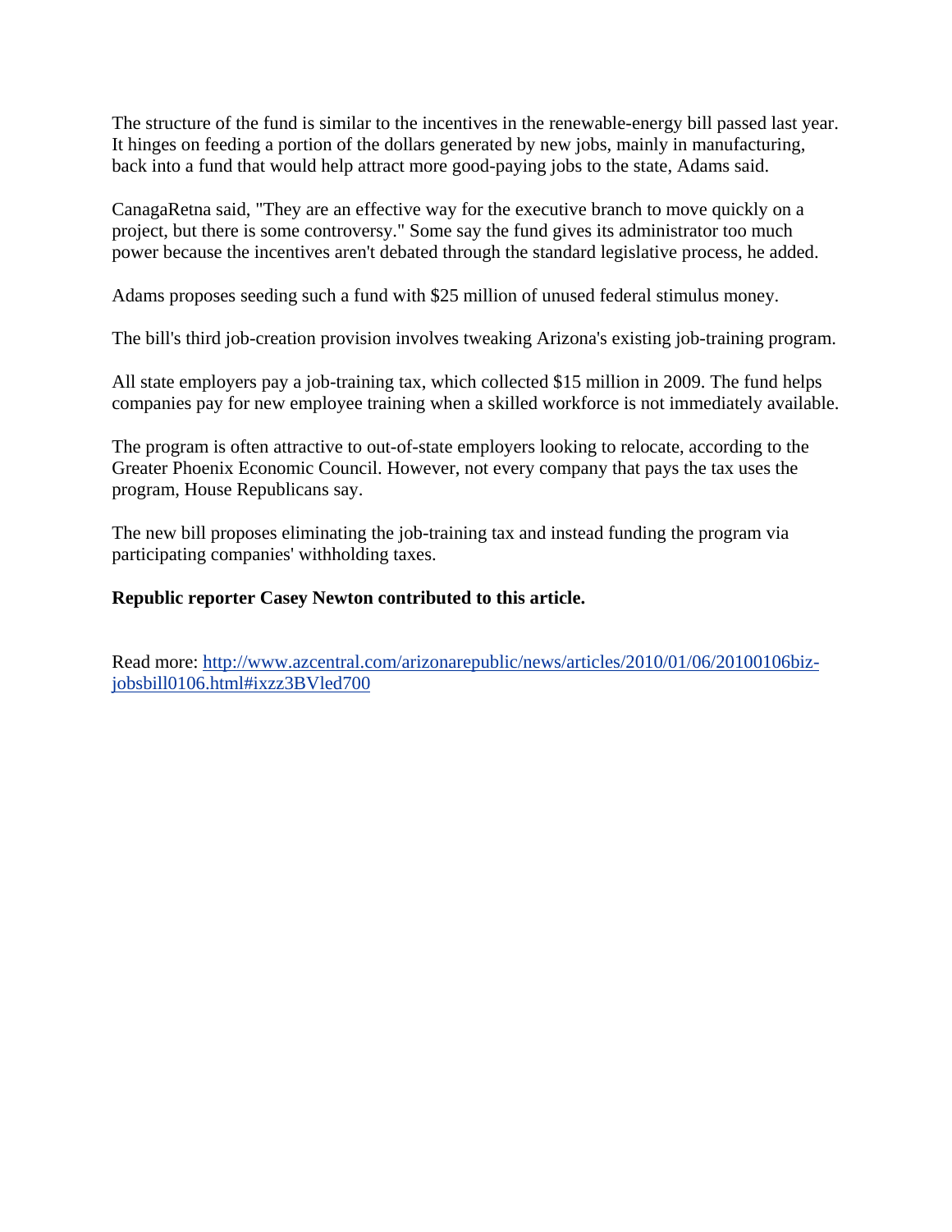The structure of the fund is similar to the incentives in the renewable-energy bill passed last year. It hinges on feeding a portion of the dollars generated by new jobs, mainly in manufacturing, back into a fund that would help attract more good-paying jobs to the state, Adams said.

CanagaRetna said, "They are an effective way for the executive branch to move quickly on a project, but there is some controversy." Some say the fund gives its administrator too much power because the incentives aren't debated through the standard legislative process, he added.

Adams proposes seeding such a fund with $25 million of unused federal stimulus money.

The bill's third job-creation provision involves tweaking Arizona's existing job-training program.

All state employers pay a job-training tax, which collected $15 million in 2009. The fund helps companies pay for new employee training when a skilled workforce is not immediately available.

The program is often attractive to out-of-state employers looking to relocate, according to the Greater Phoenix Economic Council. However, not every company that pays the tax uses the program, House Republicans say.

The new bill proposes eliminating the job-training tax and instead funding the program via participating companies' withholding taxes.

**Republic reporter Casey Newton contributed to this article.**

Read more: [http://www.azcentral.com/arizonarepublic/news/articles/2010/01/06/20100106biz-jobsbill0106.html#ixzz3BVled700](http://www.azcentral.com/arizonarepublic/news/articles/2010/01/06/20100106biz-jobsbill0106.html#ixzz3BVled700)